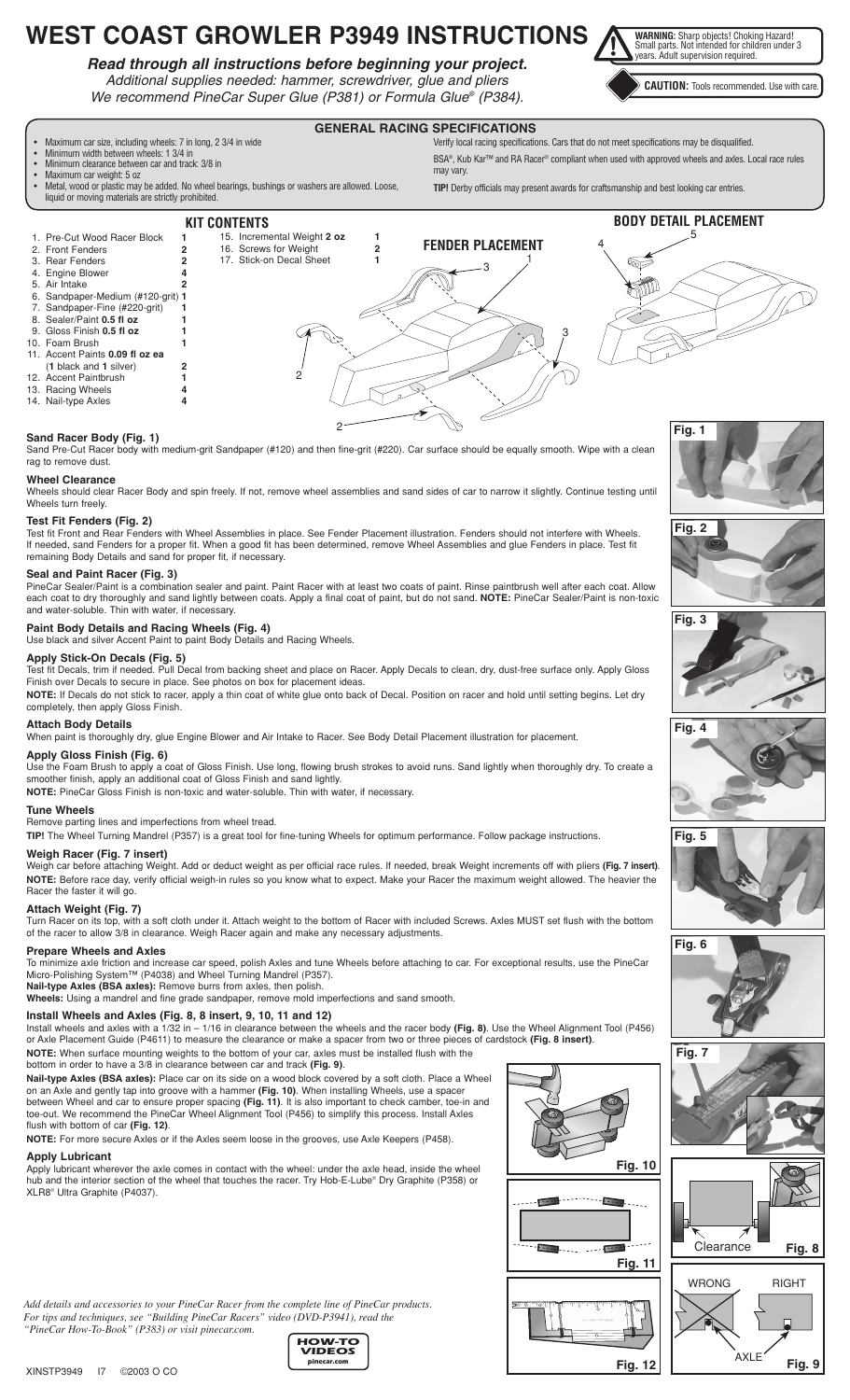# WEST COAST GROWLER P3949 INSTRUCTIONS

***Read through all instructions before beginning your project.***

*Additional supplies needed: hammer, screwdriver, glue and pliers*
*We recommend PineCar Super Glue (P381) or Formula Glue® (P384).*

**WARNING:** Sharp objects! Choking Hazard! Small parts. Not intended for children under 3 years. Adult supervision required.

**CAUTION:** Tools recommended. Use with care.

## GENERAL RACING SPECIFICATIONS

- Maximum car size, including wheels: 7 in long, 2 3/4 in wide
- Minimum width between wheels: 1 3/4 in
- Minimum clearance between car and track: 3/8 in
- Maximum car weight: 5 oz
- Metal, wood or plastic may be added. No wheel bearings, bushings or washers are allowed. Loose, liquid or moving materials are strictly prohibited.

Verify local racing specifications. Cars that do not meet specifications may be disqualified.

BSA®, Kub Kar™ and RA Racer® compliant when used with approved wheels and axles. Local race rules may vary.

**TIP!** Derby officials may present awards for craftsmanship and best looking car entries.

## KIT CONTENTS

| # | Item | Qty |
|---|---|---|
| 1. | Pre-Cut Wood Racer Block | 1 |
| 2. | Front Fenders | 2 |
| 3. | Rear Fenders | 2 |
| 4. | Engine Blower | 4 |
| 5. | Air Intake | 2 |
| 6. | Sandpaper-Medium (#120-grit) | 1 |
| 7. | Sandpaper-Fine (#220-grit) | 1 |
| 8. | Sealer/Paint **0.5 fl oz** | 1 |
| 9. | Gloss Finish **0.5 fl oz** | 1 |
| 10. | Foam Brush | 1 |
| 11. | Accent Paints **0.09 fl oz ea** (**1** black and **1** silver) | 2 |
| 12. | Accent Paintbrush | 1 |
| 13. | Racing Wheels | 4 |
| 14. | Nail-type Axles | 4 |
| 15. | Incremental Weight **2 oz** | 1 |
| 16. | Screws for Weight | 2 |
| 17. | Stick-on Decal Sheet | 1 |

**FENDER PLACEMENT**

**BODY DETAIL PLACEMENT**

### Sand Racer Body (Fig. 1)

Sand Pre-Cut Racer body with medium-grit Sandpaper (#120) and then fine-grit (#220). Car surface should be equally smooth. Wipe with a clean rag to remove dust.

### Wheel Clearance

Wheels should clear Racer Body and spin freely. If not, remove wheel assemblies and sand sides of car to narrow it slightly. Continue testing until Wheels turn freely.

### Test Fit Fenders (Fig. 2)

Test fit Front and Rear Fenders with Wheel Assemblies in place. See Fender Placement illustration. Fenders should not interfere with Wheels. If needed, sand Fenders for a proper fit. When a good fit has been determined, remove Wheel Assemblies and glue Fenders in place. Test fit remaining Body Details and sand for proper fit, if necessary.

### Seal and Paint Racer (Fig. 3)

PineCar Sealer/Paint is a combination sealer and paint. Paint Racer with at least two coats of paint. Rinse paintbrush well after each coat. Allow each coat to dry thoroughly and sand lightly between coats. Apply a final coat of paint, but do not sand. **NOTE:** PineCar Sealer/Paint is non-toxic and water-soluble. Thin with water, if necessary.

### Paint Body Details and Racing Wheels (Fig. 4)

Use black and silver Accent Paint to paint Body Details and Racing Wheels.

### Apply Stick-On Decals (Fig. 5)

Test fit Decals, trim if needed. Pull Decal from backing sheet and place on Racer. Apply Decals to clean, dry, dust-free surface only. Apply Gloss Finish over Decals to secure in place. See photos on box for placement ideas.

**NOTE:** If Decals do not stick to racer, apply a thin coat of white glue onto back of Decal. Position on racer and hold until setting begins. Let dry completely, then apply Gloss Finish.

### Attach Body Details

When paint is thoroughly dry, glue Engine Blower and Air Intake to Racer. See Body Detail Placement illustration for placement.

### Apply Gloss Finish (Fig. 6)

Use the Foam Brush to apply a coat of Gloss Finish. Use long, flowing brush strokes to avoid runs. Sand lightly when thoroughly dry. To create a smoother finish, apply an additional coat of Gloss Finish and sand lightly.

**NOTE:** PineCar Gloss Finish is non-toxic and water-soluble. Thin with water, if necessary.

### Tune Wheels

Remove parting lines and imperfections from wheel tread.

**TIP!** The Wheel Turning Mandrel (P357) is a great tool for fine-tuning Wheels for optimum performance. Follow package instructions.

### Weigh Racer (Fig. 7 insert)

Weigh car before attaching Weight. Add or deduct weight as per official race rules. If needed, break Weight increments off with pliers **(Fig. 7 insert)**.

**NOTE:** Before race day, verify official weigh-in rules so you know what to expect. Make your Racer the maximum weight allowed. The heavier the Racer the faster it will go.

### Attach Weight (Fig. 7)

Turn Racer on its top, with a soft cloth under it. Attach weight to the bottom of Racer with included Screws. Axles MUST set flush with the bottom of the racer to allow 3/8 in clearance. Weigh Racer again and make any necessary adjustments.

### Prepare Wheels and Axles

To minimize axle friction and increase car speed, polish Axles and tune Wheels before attaching to car. For exceptional results, use the PineCar Micro-Polishing System™ (P4038) and Wheel Turning Mandrel (P357).

**Nail-type Axles (BSA axles):** Remove burrs from axles, then polish.

**Wheels:** Using a mandrel and fine grade sandpaper, remove mold imperfections and sand smooth.

### Install Wheels and Axles (Fig. 8, 8 insert, 9, 10, 11 and 12)

Install wheels and axles with a 1/32 in – 1/16 in clearance between the wheels and the racer body **(Fig. 8)**. Use the Wheel Alignment Tool (P456) or Axle Placement Guide (P4611) to measure the clearance or make a spacer from two or three pieces of cardstock **(Fig. 8 insert)**.

**NOTE:** When surface mounting weights to the bottom of your car, axles must be installed flush with the bottom in order to have a 3/8 in clearance between car and track **(Fig. 9)**.

**Nail-type Axles (BSA axles):** Place car on its side on a wood block covered by a soft cloth. Place a Wheel on an Axle and gently tap into groove with a hammer **(Fig. 10)**. When installing Wheels, use a spacer between Wheel and car to ensure proper spacing **(Fig. 11)**. It is also important to check camber, toe-in and toe-out. We recommend the PineCar Wheel Alignment Tool (P456) to simplify this process. Install Axles flush with bottom of car **(Fig. 12)**.

**NOTE:** For more secure Axles or if the Axles seem loose in the grooves, use Axle Keepers (P458).

### Apply Lubricant

Apply lubricant wherever the axle comes in contact with the wheel: under the axle head, inside the wheel hub and the interior section of the wheel that touches the racer. Try Hob-E-Lube® Dry Graphite (P358) or XLR8® Ultra Graphite (P4037).

Fig. 1

Fig. 2

Fig. 3

Fig. 4

Fig. 5

Fig. 6

Fig. 7

Clearance Fig. 8

WRONG RIGHT AXLE Fig. 9

Fig. 10

Fig. 11

Fig. 12

*Add details and accessories to your PineCar Racer from the complete line of PineCar products. For tips and techniques, see "Building PineCar Racers" video (DVD-P3941), read the "PineCar How-To-Book" (P383) or visit pinecar.com.*

HOW-TO VIDEOS pinecar.com

XINSTP3949 I7 ©2003 O CO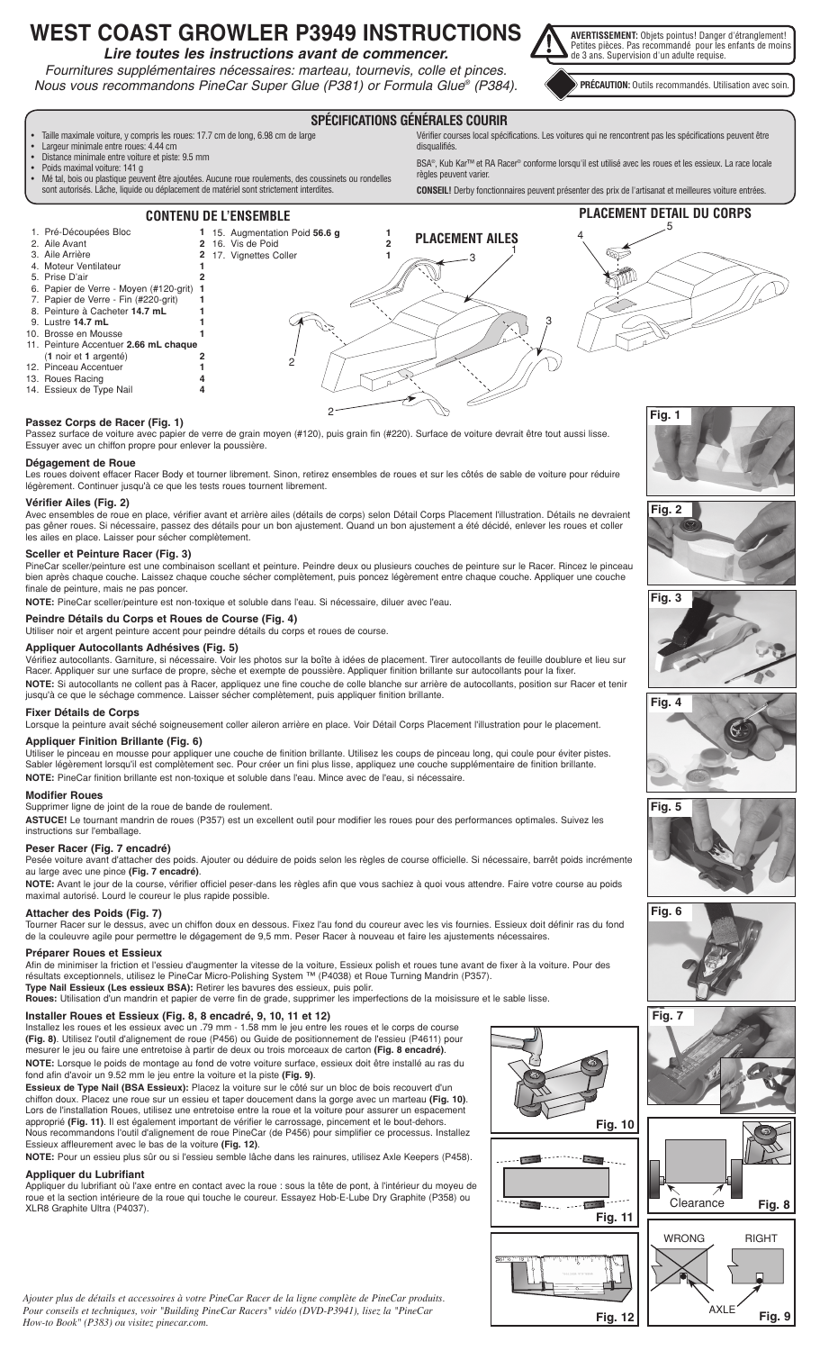# WEST COAST GROWLER P3949 INSTRUCTIONS

***Lire toutes les instructions avant de commencer.***

*Fournitures supplémentaires nécessaires: marteau, tournevis, colle et pinces. Nous vous recommandons PineCar Super Glue (P381) or Formula Glue® (P384).*

**AVERTISSEMENT:** Objets pointus! Danger d'étranglement! Petites pièces. Pas recommandé pour les enfants de moins de 3 ans. Supervision d'un adulte requise.

**PRÉCAUTION:** Outils recommandés. Utilisation avec soin.

## SPÉCIFICATIONS GÉNÉRALES COURIR

- Taille maximale voiture, y compris les roues: 17.7 cm de long, 6.98 cm de large
- Largeur minimale entre roues: 4.44 cm
- Distance minimale entre voiture et piste: 9.5 mm
- Poids maximal voiture: 141 g
- Mé tal, bois ou plastique peuvent être ajoutées. Aucune roue roulements, des coussinets ou rondelles sont autorisés. Lâche, liquide ou déplacement de matériel sont strictement interdites.

Vérifier courses local spécifications. Les voitures qui ne rencontrent pas les spécifications peuvent être disqualifiés.

BSA®, Kub Kar™ et RA Racer® conforme lorsqu'il est utilisé avec les roues et les essieux. La race locale règles peuvent varier.

**CONSEIL!** Derby fonctionnaires peuvent présenter des prix de l'artisanat et meilleures voiture entrées.

## CONTENU DE L'ENSEMBLE

1. Pré-Découpées Bloc **1**
2. Aile Avant **2**
3. Aile Arrière **2**
4. Moteur Ventilateur **1**
5. Prise D'air **2**
6. Papier de Verre - Moyen (#120-grit) **1**
7. Papier de Verre - Fin (#220-grit) **1**
8. Peinture à Cacheter **14.7 mL** **1**
9. Lustre **14.7 mL** **1**
10. Brosse en Mousse **1**
11. Peinture Accentuer **2.66 mL chaque** (**1** noir et **1** argenté) **2**
12. Pinceau Accentuer **1**
13. Roues Racing **4**
14. Essieux de Type Nail **4**
15. Augmentation Poid **56.6 g** **1**
16. Vis de Poid **2**
17. Vignettes Coller **1**

## PLACEMENT AILES

1
2
3

## PLACEMENT DETAIL DU CORPS

4
5

### Passez Corps de Racer (Fig. 1)

Passez surface de voiture avec papier de verre de grain moyen (#120), puis grain fin (#220). Surface de voiture devrait être tout aussi lisse. Essuyer avec un chiffon propre pour enlever la poussière.

### Dégagement de Roue

Les roues doivent effacer Racer Body et tourner librement. Sinon, retirez ensembles de roues et sur les côtés de sable de voiture pour réduire légèrement. Continuer jusqu'à ce que les tests roues tournent librement.

### Vérifier Ailes (Fig. 2)

Avec ensembles de roue en place, vérifier avant et arrière ailes (détails de corps) selon Détail Corps Placement l'illustration. Détails ne devraient pas gêner roues. Si nécessaire, passez des détails pour un bon ajustement. Quand un bon ajustement a été décidé, enlever les roues et coller les ailes en place. Laisser pour sécher complètement.

### Sceller et Peinture Racer (Fig. 3)

PineCar sceller/peinture est une combinaison scellant et peinture. Peindre deux ou plusieurs couches de peinture sur le Racer. Rincez le pinceau bien après chaque couche. Laissez chaque couche sécher complètement, puis poncez légèrement entre chaque couche. Appliquer une couche finale de peinture, mais ne pas poncer.

**NOTE:** PineCar sceller/peinture est non-toxique et soluble dans l'eau. Si nécessaire, diluer avec l'eau.

### Peindre Détails du Corps et Roues de Course (Fig. 4)

Utiliser noir et argent peinture accent pour peindre détails du corps et roues de course.

### Appliquer Autocollants Adhésives (Fig. 5)

Vérifiez autocollants. Garniture, si nécessaire. Voir les photos sur la boîte à idées de placement. Tirer autocollants de feuille doublure et lieu sur Racer. Appliquer sur une surface de propre, sèche et exempte de poussière. Appliquer finition brillante sur autocollants pour la fixer.

**NOTE:** Si autocollants ne collent pas à Racer, appliquez une fine couche de colle blanche sur arrière de autocollants, position sur Racer et tenir jusqu'à ce que le séchage commence. Laisser sécher complètement, puis appliquer finition brillante.

### Fixer Détails de Corps

Lorsque la peinture avait séché soigneusement coller aileron arrière en place. Voir Détail Corps Placement l'illustration pour le placement.

### Appliquer Finition Brillante (Fig. 6)

Utiliser le pinceau en mousse pour appliquer une couche de finition brillante. Utilisez les coups de pinceau long, qui coule pour éviter pistes. Sabler légèrement lorsqu'il est complètement sec. Pour créer un fini plus lisse, appliquez une couche supplémentaire de finition brillante.

**NOTE:** PineCar finition brillante est non-toxique et soluble dans l'eau. Mince avec de l'eau, si nécessaire.

### Modifier Roues

Supprimer ligne de joint de la roue de bande de roulement.

**ASTUCE!** Le tournant mandrin de roues (P357) est un excellent outil pour modifier les roues pour des performances optimales. Suivez les instructions sur l'emballage.

### Peser Racer (Fig. 7 encadré)

Pesée voiture avant d'attacher des poids. Ajouter ou déduire de poids selon les règles de course officielle. Si nécessaire, barrêt poids incrémente au large avec une pince **(Fig. 7 encadré)**.

**NOTE:** Avant le jour de la course, vérifier officiel peser-dans les règles afin que vous sachiez à quoi vous attendre. Faire votre course au poids maximal autorisé. Lourd le coureur le plus rapide possible.

### Attacher des Poids (Fig. 7)

Tourner Racer sur le dessus, avec un chiffon doux en dessous. Fixez l'au fond du coureur avec les vis fournies. Essieux doit définir ras du fond de la couleuvre agile pour permettre le dégagement de 9,5 mm. Peser Racer à nouveau et faire les ajustements nécessaires.

### Préparer Roues et Essieux

Afin de minimiser la friction et l'essieu d'augmenter la vitesse de la voiture, Essieux polish et roues tune avant de fixer à la voiture. Pour des résultats exceptionnels, utilisez le PineCar Micro-Polishing System ™ (P4038) et Roue Turning Mandrin (P357).

**Type Nail Essieux (Les essieux BSA):** Retirer les bavures des essieux, puis polir.

**Roues:** Utilisation d'un mandrin et papier de verre fin de grade, supprimer les imperfections de la moisissure et le sable lisse.

### Installer Roues et Essieux (Fig. 8, 8 encadré, 9, 10, 11 et 12)

Installez les roues et les essieux avec un .79 mm - 1.58 mm le jeu entre les roues et le corps de course **(Fig. 8)**. Utilisez l'outil d'alignement de roue (P456) ou Guide de positionnement de l'essieu (P4611) pour mesurer le jeu ou faire une entretoise à partir de deux ou trois morceaux de carton **(Fig. 8 encadré)**.

**NOTE:** Lorsque le poids de montage au fond de votre voiture surface, essieux doit être installé au ras du fond afin d'avoir un 9.52 mm le jeu entre la voiture et la piste **(Fig. 9)**.

**Essieux de Type Nail (BSA Essieux):** Placez la voiture sur le côté sur un bloc de bois recouvert d'un chiffon doux. Placez une roue sur un essieu et taper doucement dans la gorge avec un marteau **(Fig. 10)**. Lors de l'installation Roues, utilisez une entretoise entre la roue et la voiture pour assurer un espacement approprié **(Fig. 11)**. Il est également important de vérifier le carrossage, pincement et le bout-dehors. Nous recommandons l'outil d'alignement de roue PineCar (de P456) pour simplifier ce processus. Installez Essieux affleurement avec le bas de la voiture **(Fig. 12)**.

**NOTE:** Pour un essieu plus sûr ou si l'essieu semble lâche dans les rainures, utilisez Axle Keepers (P458).

### Appliquer du Lubrifiant

Appliquer du lubrifiant où l'axe entre en contact avec la roue : sous la tête de pont, à l'intérieur du moyeu de roue et la section intérieure de la roue qui touche le coureur. Essayez Hob-E-Lube Dry Graphite (P358) ou XLR8 Graphite Ultra (P4037).

Fig. 1

Fig. 2

Fig. 3

Fig. 4

Fig. 5

Fig. 6

Fig. 7

Clearance

Fig. 8

WRONG RIGHT

AXLE

Fig. 9

Fig. 10

Fig. 11

Fig. 12

*Ajouter plus de détails et accessoires à votre PineCar Racer de la ligne complète de PineCar produits. Pour conseils et techniques, voir "Building PineCar Racers" vidéo (DVD-P3941), lisez la "PineCar How-to Book" (P383) ou visitez pinecar.com.*